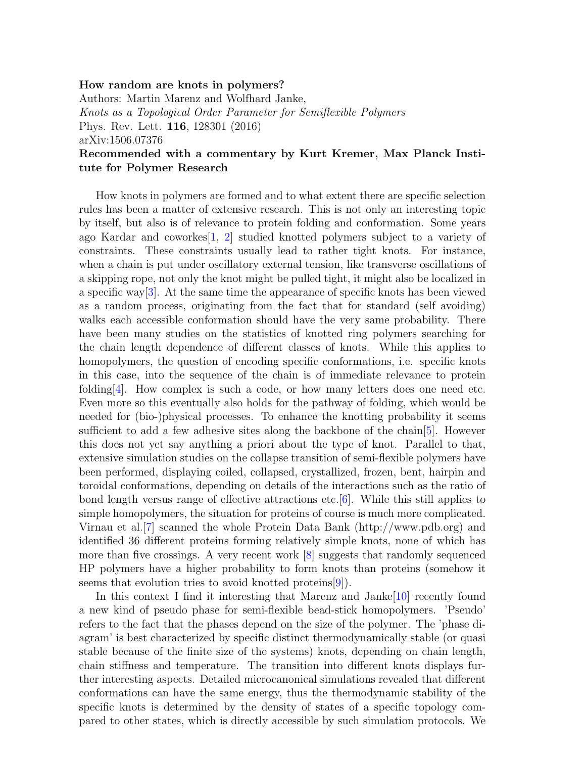**How random are knots in polymers?**
Authors: Martin Marenz and Wolfhard Janke,
*Knots as a Topological Order Parameter for Semiflexible Polymers*
Phys. Rev. Lett. **116**, 128301 (2016)
arXiv:1506.07376
**Recommended with a commentary by Kurt Kremer, Max Planck Institute for Polymer Research**

How knots in polymers are formed and to what extent there are specific selection rules has been a matter of extensive research. This is not only an interesting topic by itself, but also is of relevance to protein folding and conformation. Some years ago Kardar and coworkes[1, 2] studied knotted polymers subject to a variety of constraints. These constraints usually lead to rather tight knots. For instance, when a chain is put under oscillatory external tension, like transverse oscillations of a skipping rope, not only the knot might be pulled tight, it might also be localized in a specific way[3]. At the same time the appearance of specific knots has been viewed as a random process, originating from the fact that for standard (self avoiding) walks each accessible conformation should have the very same probability. There have been many studies on the statistics of knotted ring polymers searching for the chain length dependence of different classes of knots. While this applies to homopolymers, the question of encoding specific conformations, i.e. specific knots in this case, into the sequence of the chain is of immediate relevance to protein folding[4]. How complex is such a code, or how many letters does one need etc. Even more so this eventually also holds for the pathway of folding, which would be needed for (bio-)physical processes. To enhance the knotting probability it seems sufficient to add a few adhesive sites along the backbone of the chain[5]. However this does not yet say anything a priori about the type of knot. Parallel to that, extensive simulation studies on the collapse transition of semi-flexible polymers have been performed, displaying coiled, collapsed, crystallized, frozen, bent, hairpin and toroidal conformations, depending on details of the interactions such as the ratio of bond length versus range of effective attractions etc.[6]. While this still applies to simple homopolymers, the situation for proteins of course is much more complicated. Virnau et al.[7] scanned the whole Protein Data Bank (http://www.pdb.org) and identified 36 different proteins forming relatively simple knots, none of which has more than five crossings. A very recent work [8] suggests that randomly sequenced HP polymers have a higher probability to form knots than proteins (somehow it seems that evolution tries to avoid knotted proteins[9]).

In this context I find it interesting that Marenz and Janke[10] recently found a new kind of pseudo phase for semi-flexible bead-stick homopolymers. 'Pseudo' refers to the fact that the phases depend on the size of the polymer. The 'phase diagram' is best characterized by specific distinct thermodynamically stable (or quasi stable because of the finite size of the systems) knots, depending on chain length, chain stiffness and temperature. The transition into different knots displays further interesting aspects. Detailed microcanonical simulations revealed that different conformations can have the same energy, thus the thermodynamic stability of the specific knots is determined by the density of states of a specific topology compared to other states, which is directly accessible by such simulation protocols. We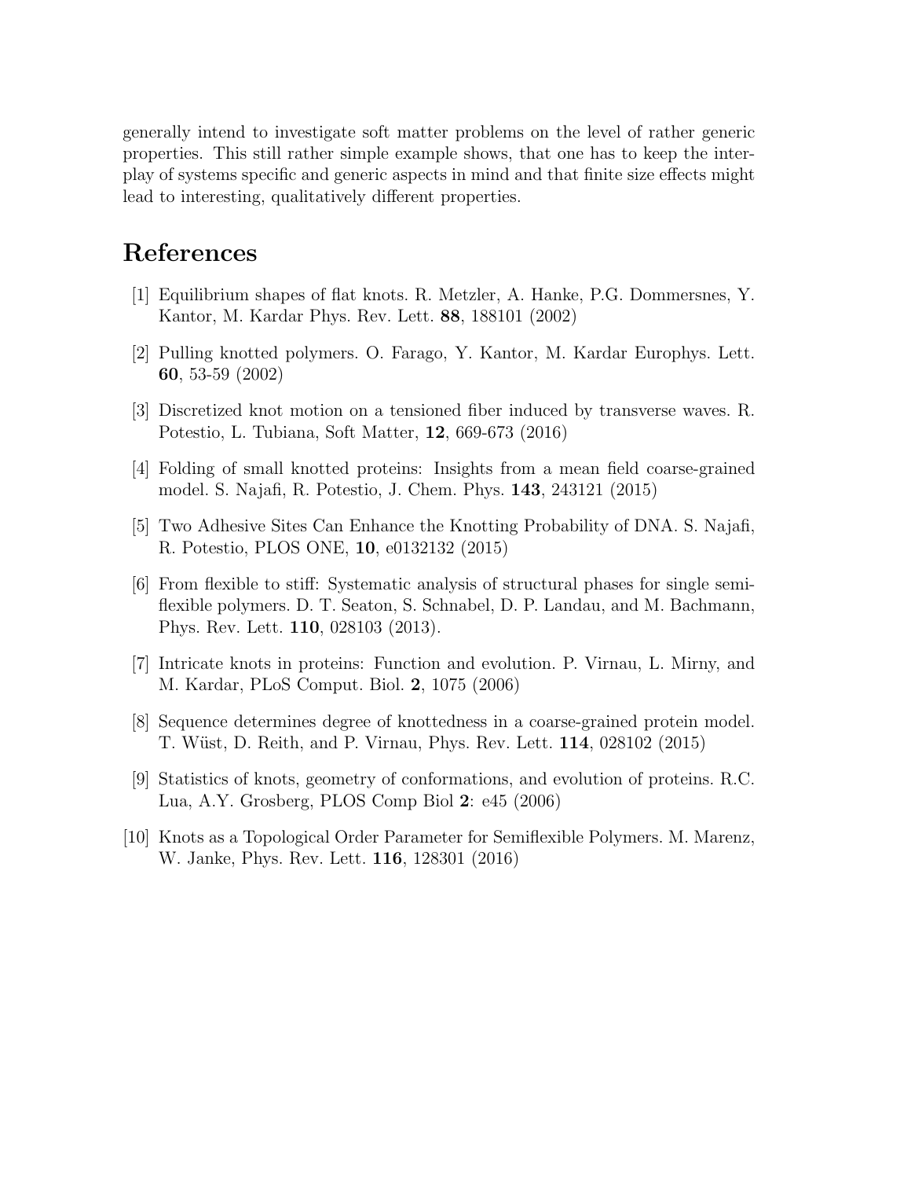generally intend to investigate soft matter problems on the level of rather generic properties. This still rather simple example shows, that one has to keep the interplay of systems specific and generic aspects in mind and that finite size effects might lead to interesting, qualitatively different properties.

# References

[1] Equilibrium shapes of flat knots. R. Metzler, A. Hanke, P.G. Dommersnes, Y. Kantor, M. Kardar Phys. Rev. Lett. **88**, 188101 (2002)

[2] Pulling knotted polymers. O. Farago, Y. Kantor, M. Kardar Europhys. Lett. **60**, 53-59 (2002)

[3] Discretized knot motion on a tensioned fiber induced by transverse waves. R. Potestio, L. Tubiana, Soft Matter, **12**, 669-673 (2016)

[4] Folding of small knotted proteins: Insights from a mean field coarse-grained model. S. Najafi, R. Potestio, J. Chem. Phys. **143**, 243121 (2015)

[5] Two Adhesive Sites Can Enhance the Knotting Probability of DNA. S. Najafi, R. Potestio, PLOS ONE, **10**, e0132132 (2015)

[6] From flexible to stiff: Systematic analysis of structural phases for single semiflexible polymers. D. T. Seaton, S. Schnabel, D. P. Landau, and M. Bachmann, Phys. Rev. Lett. **110**, 028103 (2013).

[7] Intricate knots in proteins: Function and evolution. P. Virnau, L. Mirny, and M. Kardar, PLoS Comput. Biol. **2**, 1075 (2006)

[8] Sequence determines degree of knottedness in a coarse-grained protein model. T. Wüst, D. Reith, and P. Virnau, Phys. Rev. Lett. **114**, 028102 (2015)

[9] Statistics of knots, geometry of conformations, and evolution of proteins. R.C. Lua, A.Y. Grosberg, PLOS Comp Biol **2**: e45 (2006)

[10] Knots as a Topological Order Parameter for Semiflexible Polymers. M. Marenz, W. Janke, Phys. Rev. Lett. **116**, 128301 (2016)